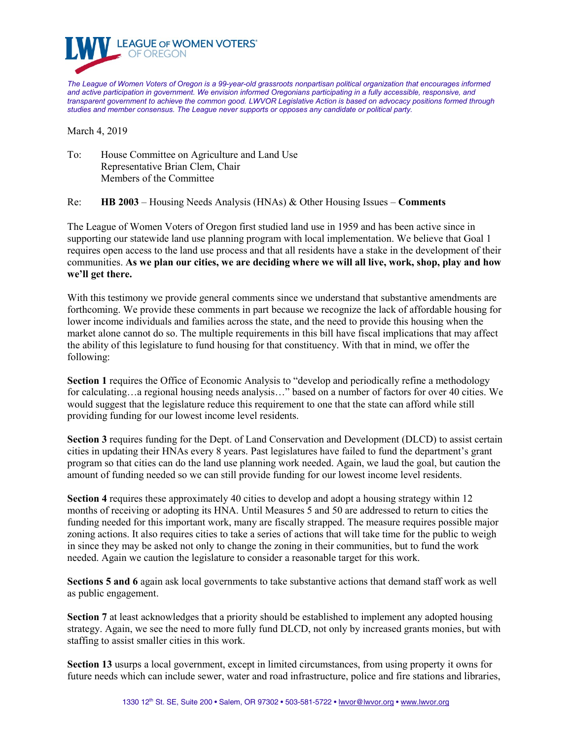**LEAGUE OF WOMEN VOTERS® OF OREGON**

*The League of Women Voters of Oregon is a 99-year-old grassroots nonpartisan political organization that encourages informed and active participation in government. We envision informed Oregonians participating in a fully accessible, responsive, and transparent government to achieve the common good. LWVOR Legislative Action is based on advocacy positions formed through studies and member consensus. The League never supports or opposes any candidate or political party.*

March 4, 2019

To: House Committee on Agriculture and Land Use
Representative Brian Clem, Chair
Members of the Committee

Re: **HB 2003** – Housing Needs Analysis (HNAs) & Other Housing Issues – **Comments**

The League of Women Voters of Oregon first studied land use in 1959 and has been active since in supporting our statewide land use planning program with local implementation. We believe that Goal 1 requires open access to the land use process and that all residents have a stake in the development of their communities. **As we plan our cities, we are deciding where we will all live, work, shop, play and how we'll get there.**

With this testimony we provide general comments since we understand that substantive amendments are forthcoming. We provide these comments in part because we recognize the lack of affordable housing for lower income individuals and families across the state, and the need to provide this housing when the market alone cannot do so. The multiple requirements in this bill have fiscal implications that may affect the ability of this legislature to fund housing for that constituency. With that in mind, we offer the following:

**Section 1** requires the Office of Economic Analysis to "develop and periodically refine a methodology for calculating…a regional housing needs analysis…" based on a number of factors for over 40 cities. We would suggest that the legislature reduce this requirement to one that the state can afford while still providing funding for our lowest income level residents.

**Section 3** requires funding for the Dept. of Land Conservation and Development (DLCD) to assist certain cities in updating their HNAs every 8 years. Past legislatures have failed to fund the department's grant program so that cities can do the land use planning work needed. Again, we laud the goal, but caution the amount of funding needed so we can still provide funding for our lowest income level residents.

**Section 4** requires these approximately 40 cities to develop and adopt a housing strategy within 12 months of receiving or adopting its HNA. Until Measures 5 and 50 are addressed to return to cities the funding needed for this important work, many are fiscally strapped. The measure requires possible major zoning actions. It also requires cities to take a series of actions that will take time for the public to weigh in since they may be asked not only to change the zoning in their communities, but to fund the work needed. Again we caution the legislature to consider a reasonable target for this work.

**Sections 5 and 6** again ask local governments to take substantive actions that demand staff work as well as public engagement.

**Section 7** at least acknowledges that a priority should be established to implement any adopted housing strategy. Again, we see the need to more fully fund DLCD, not only by increased grants monies, but with staffing to assist smaller cities in this work.

**Section 13** usurps a local government, except in limited circumstances, from using property it owns for future needs which can include sewer, water and road infrastructure, police and fire stations and libraries,

1330 12th St. SE, Suite 200 • Salem, OR 97302 • 503-581-5722 • lwvor@lwvor.org • www.lwvor.org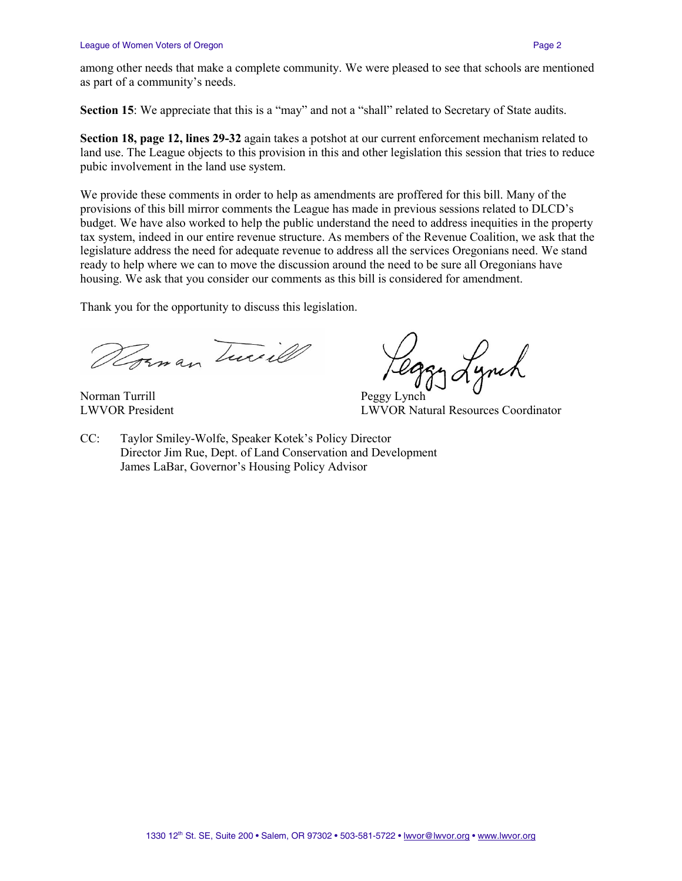among other needs that make a complete community. We were pleased to see that schools are mentioned as part of a community's needs.

**Section 15**: We appreciate that this is a "may" and not a "shall" related to Secretary of State audits.

**Section 18, page 12, lines 29-32** again takes a potshot at our current enforcement mechanism related to land use. The League objects to this provision in this and other legislation this session that tries to reduce pubic involvement in the land use system.

We provide these comments in order to help as amendments are proffered for this bill. Many of the provisions of this bill mirror comments the League has made in previous sessions related to DLCD's budget. We have also worked to help the public understand the need to address inequities in the property tax system, indeed in our entire revenue structure. As members of the Revenue Coalition, we ask that the legislature address the need for adequate revenue to address all the services Oregonians need. We stand ready to help where we can to move the discussion around the need to be sure all Oregonians have housing. We ask that you consider our comments as this bill is considered for amendment.

Thank you for the opportunity to discuss this legislation.

Norman Turrill
LWVOR President

Peggy Lynch
LWVOR Natural Resources Coordinator

CC: Taylor Smiley-Wolfe, Speaker Kotek's Policy Director
Director Jim Rue, Dept. of Land Conservation and Development
James LaBar, Governor's Housing Policy Advisor

1330 12th St. SE, Suite 200 • Salem, OR 97302 • 503-581-5722 • lwvor@lwvor.org • www.lwvor.org